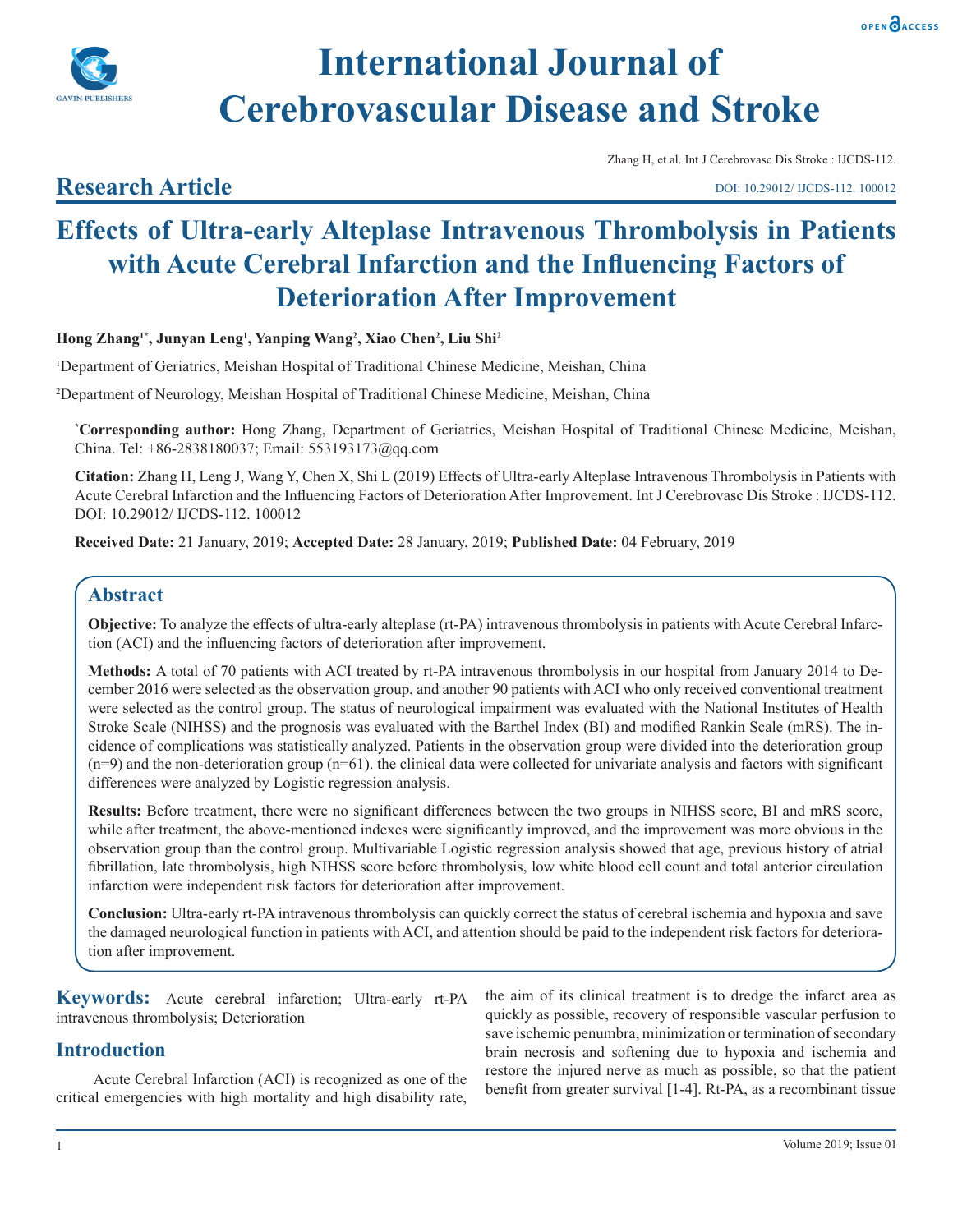# International Journal of Cerebrovascular Disease and Stroke

Zhang H, et al. Int J Cerebrovasc Dis Stroke : IJCDS-112.

## Research Article

DOI: 10.29012/ IJCDS-112. 100012

# Effects of Ultra-early Alteplase Intravenous Thrombolysis in Patients with Acute Cerebral Infarction and the Influencing Factors of Deterioration After Improvement

**Hong Zhang[1*], Junyan Leng[1], Yanping Wang[2], Xiao Chen[2], Liu Shi[2]**

[1]Department of Geriatrics, Meishan Hospital of Traditional Chinese Medicine, Meishan, China

[2]Department of Neurology, Meishan Hospital of Traditional Chinese Medicine, Meishan, China

**[*]Corresponding author:** Hong Zhang, Department of Geriatrics, Meishan Hospital of Traditional Chinese Medicine, Meishan, China. Tel: +86-2838180037; Email: 553193173@qq.com

**Citation:** Zhang H, Leng J, Wang Y, Chen X, Shi L (2019) Effects of Ultra-early Alteplase Intravenous Thrombolysis in Patients with Acute Cerebral Infarction and the Influencing Factors of Deterioration After Improvement. Int J Cerebrovasc Dis Stroke : IJCDS-112. DOI: 10.29012/ IJCDS-112. 100012

**Received Date:** 21 January, 2019; **Accepted Date:** 28 January, 2019; **Published Date:** 04 February, 2019

## Abstract

**Objective:** To analyze the effects of ultra-early alteplase (rt-PA) intravenous thrombolysis in patients with Acute Cerebral Infarction (ACI) and the influencing factors of deterioration after improvement.

**Methods:** A total of 70 patients with ACI treated by rt-PA intravenous thrombolysis in our hospital from January 2014 to December 2016 were selected as the observation group, and another 90 patients with ACI who only received conventional treatment were selected as the control group. The status of neurological impairment was evaluated with the National Institutes of Health Stroke Scale (NIHSS) and the prognosis was evaluated with the Barthel Index (BI) and modified Rankin Scale (mRS). The incidence of complications was statistically analyzed. Patients in the observation group were divided into the deterioration group (n=9) and the non-deterioration group (n=61). the clinical data were collected for univariate analysis and factors with significant differences were analyzed by Logistic regression analysis.

**Results:** Before treatment, there were no significant differences between the two groups in NIHSS score, BI and mRS score, while after treatment, the above-mentioned indexes were significantly improved, and the improvement was more obvious in the observation group than the control group. Multivariable Logistic regression analysis showed that age, previous history of atrial fibrillation, late thrombolysis, high NIHSS score before thrombolysis, low white blood cell count and total anterior circulation infarction were independent risk factors for deterioration after improvement.

**Conclusion:** Ultra-early rt-PA intravenous thrombolysis can quickly correct the status of cerebral ischemia and hypoxia and save the damaged neurological function in patients with ACI, and attention should be paid to the independent risk factors for deterioration after improvement.

**Keywords:** Acute cerebral infarction; Ultra-early rt-PA intravenous thrombolysis; Deterioration

## Introduction

Acute Cerebral Infarction (ACI) is recognized as one of the critical emergencies with high mortality and high disability rate, the aim of its clinical treatment is to dredge the infarct area as quickly as possible, recovery of responsible vascular perfusion to save ischemic penumbra, minimization or termination of secondary brain necrosis and softening due to hypoxia and ischemia and restore the injured nerve as much as possible, so that the patient benefit from greater survival [1-4]. Rt-PA, as a recombinant tissue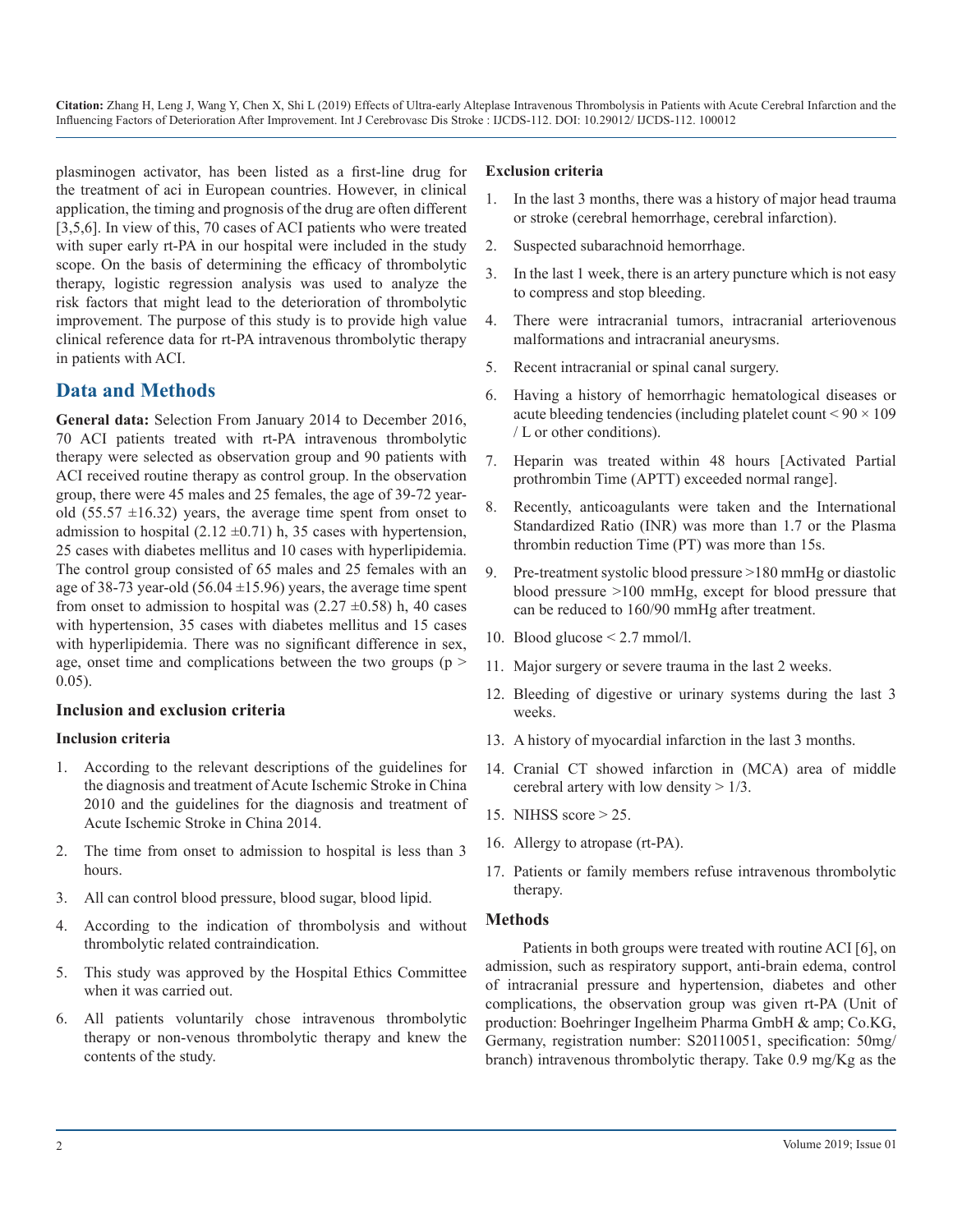plasminogen activator, has been listed as a first-line drug for the treatment of aci in European countries. However, in clinical application, the timing and prognosis of the drug are often different [3,5,6]. In view of this, 70 cases of ACI patients who were treated with super early rt-PA in our hospital were included in the study scope. On the basis of determining the efficacy of thrombolytic therapy, logistic regression analysis was used to analyze the risk factors that might lead to the deterioration of thrombolytic improvement. The purpose of this study is to provide high value clinical reference data for rt-PA intravenous thrombolytic therapy in patients with ACI.

## Data and Methods

**General data:** Selection From January 2014 to December 2016, 70 ACI patients treated with rt-PA intravenous thrombolytic therapy were selected as observation group and 90 patients with ACI received routine therapy as control group. In the observation group, there were 45 males and 25 females, the age of 39-72 year-old (55.57 ±16.32) years, the average time spent from onset to admission to hospital (2.12 ±0.71) h, 35 cases with hypertension, 25 cases with diabetes mellitus and 10 cases with hyperlipidemia. The control group consisted of 65 males and 25 females with an age of 38-73 year-old (56.04 ±15.96) years, the average time spent from onset to admission to hospital (2.27 ±0.58) h, 40 cases with hypertension, 35 cases with diabetes mellitus and 15 cases with hyperlipidemia. There was no significant difference in sex, age, onset time and complications between the two groups ($p > 0.05$).

### Inclusion and exclusion criteria

#### Inclusion criteria

1. According to the relevant descriptions of the guidelines for the diagnosis and treatment of Acute Ischemic Stroke in China 2010 and the guidelines for the diagnosis and treatment of Acute Ischemic Stroke in China 2014.
2. The time from onset to admission to hospital is less than 3 hours.
3. All can control blood pressure, blood sugar, blood lipid.
4. According to the indication of thrombolysis and without thrombolytic related contraindication.
5. This study was approved by the Hospital Ethics Committee when it was carried out.
6. All patients voluntarily chose intravenous thrombolytic therapy or non-venous thrombolytic therapy and knew the contents of the study.

#### Exclusion criteria

1. In the last 3 months, there was a history of major head trauma or stroke (cerebral hemorrhage, cerebral infarction).
2. Suspected subarachnoid hemorrhage.
3. In the last 1 week, there is an artery puncture which is not easy to compress and stop bleeding.
4. There were intracranial tumors, intracranial arteriovenous malformations and intracranial aneurysms.
5. Recent intracranial or spinal canal surgery.
6. Having a history of hemorrhagic hematological diseases or acute bleeding tendencies (including platelet count < 90 × 109 / L or other conditions).
7. Heparin was treated within 48 hours [Activated Partial prothrombin Time (APTT) exceeded normal range].
8. Recently, anticoagulants were taken and the International Standardized Ratio (INR) was more than 1.7 or the Plasma thrombin reduction Time (PT) was more than 15s.
9. Pre-treatment systolic blood pressure >180 mmHg or diastolic blood pressure >100 mmHg, except for blood pressure that can be reduced to 160/90 mmHg after treatment.
10. Blood glucose < 2.7 mmol/l.
11. Major surgery or severe trauma in the last 2 weeks.
12. Bleeding of digestive or urinary systems during the last 3 weeks.
13. A history of myocardial infarction in the last 3 months.
14. Cranial CT showed infarction in (MCA) area of middle cerebral artery with low density > 1/3.
15. NIHSS score > 25.
16. Allergy to atropase (rt-PA).
17. Patients or family members refuse intravenous thrombolytic therapy.

### Methods

Patients in both groups were treated with routine ACI [6], on admission, such as respiratory support, anti-brain edema, control of intracranial pressure and hypertension, diabetes and other complications, the observation group was given rt-PA (Unit of production: Boehringer Ingelheim Pharma GmbH & amp; Co.KG, Germany, registration number: S20110051, specification: 50mg/ branch) intravenous thrombolytic therapy. Take 0.9 mg/Kg as the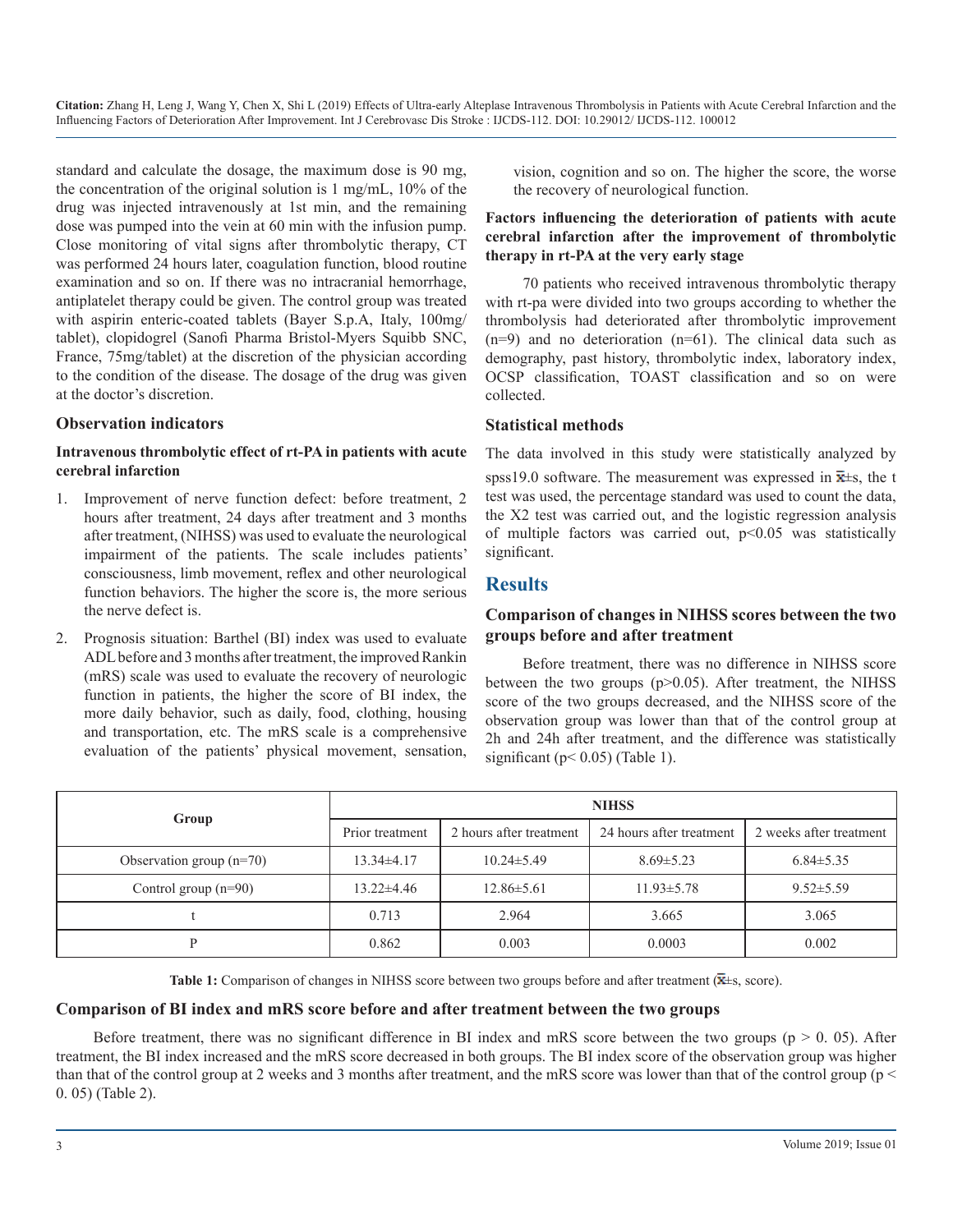standard and calculate the dosage, the maximum dose is 90 mg, the concentration of the original solution is 1 mg/mL, 10% of the drug was injected intravenously at 1st min, and the remaining dose was pumped into the vein at 60 min with the infusion pump. Close monitoring of vital signs after thrombolytic therapy, CT was performed 24 hours later, coagulation function, blood routine examination and so on. If there was no intracranial hemorrhage, antiplatelet therapy could be given. The control group was treated with aspirin enteric-coated tablets (Bayer S.p.A, Italy, 100mg/tablet), clopidogrel (Sanofi Pharma Bristol-Myers Squibb SNC, France, 75mg/tablet) at the discretion of the physician according to the condition of the disease. The dosage of the drug was given at the doctor's discretion.

### Observation indicators

#### Intravenous thrombolytic effect of rt-PA in patients with acute cerebral infarction

1. Improvement of nerve function defect: before treatment, 2 hours after treatment, 24 days after treatment and 3 months after treatment, (NIHSS) was used to evaluate the neurological impairment of the patients. The scale includes patients' consciousness, limb movement, reflex and other neurological function behaviors. The higher the score is, the more serious the nerve defect is.
2. Prognosis situation: Barthel (BI) index was used to evaluate ADL before and 3 months after treatment, the improved Rankin (mRS) scale was used to evaluate the recovery of neurologic function in patients, the higher the score of BI index, the more daily behavior, such as daily, food, clothing, housing and transportation, etc. The mRS scale is a comprehensive evaluation of the patients' physical movement, sensation, vision, cognition and so on. The higher the score, the worse the recovery of neurological function.

#### Factors influencing the deterioration of patients with acute cerebral infarction after the improvement of thrombolytic therapy in rt-PA at the very early stage

70 patients who received intravenous thrombolytic therapy with rt-pa were divided into two groups according to whether the thrombolysis had deteriorated after thrombolytic improvement (n=9) and no deterioration (n=61). The clinical data such as demography, past history, thrombolytic index, laboratory index, OCSP classification, TOAST classification and so on were collected.

### Statistical methods

The data involved in this study were statistically analyzed by spss19.0 software. The measurement was expressed in $\bar{x}\pm s$, the t test was used, the percentage standard was used to count the data, the X2 test was carried out, and the logistic regression analysis of multiple factors was carried out, $p<0.05$ was statistically significant.

## Results

### Comparison of changes in NIHSS scores between the two groups before and after treatment

Before treatment, there was no difference in NIHSS score between the two groups ($p>0.05$). After treatment, the NIHSS score of the two groups decreased, and the NIHSS score of the observation group was lower than that of the control group at 2h and 24h after treatment, and the difference was statistically significant ($p< 0.05$) (Table 1).

| Group | NIHSS | | | |
|---|---|---|---|---|
| | Prior treatment | 2 hours after treatment | 24 hours after treatment | 2 weeks after treatment |
| Observation group (n=70) | 13.34±4.17 | 10.24±5.49 | 8.69±5.23 | 6.84±5.35 |
| Control group (n=90) | 13.22±4.46 | 12.86±5.61 | 11.93±5.78 | 9.52±5.59 |
| t | 0.713 | 2.964 | 3.665 | 3.065 |
| P | 0.862 | 0.003 | 0.0003 | 0.002 |

**Table 1:** Comparison of changes in NIHSS score between two groups before and after treatment ($\bar{x}\pm s$, score).

### Comparison of BI index and mRS score before and after treatment between the two groups

Before treatment, there was no significant difference in BI index and mRS score between the two groups ($p > 0.05$). After treatment, the BI index increased and the mRS score decreased in both groups. The BI index score of the observation group was higher than that of the control group at 2 weeks and 3 months after treatment, and the mRS score was lower than that of the control group ($p < 0.05$) (Table 2).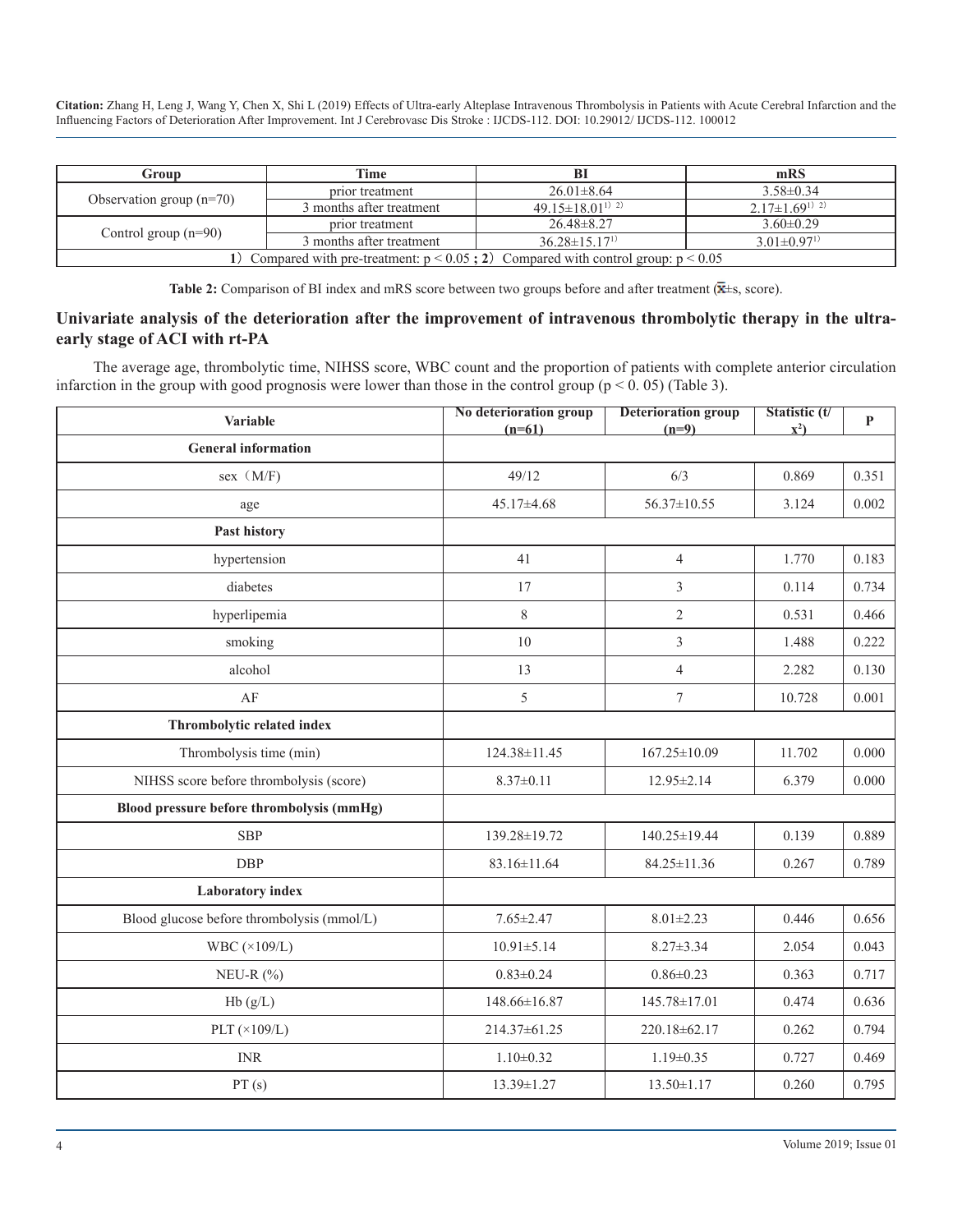| Group | Time | BI | mRS |
| --- | --- | --- | --- |
| Observation group (n=70) | prior treatment | 26.01±8.64 | 3.58±0.34 |
| | 3 months after treatment | 49.15±18.01[1) 2)] | 2.17±1.69[1) 2)] |
| Control group (n=90) | prior treatment | 26.48±8.27 | 3.60±0.29 |
| | 3 months after treatment | 36.28±15.17[1)] | 3.01±0.97[1)] |
| **1**) Compared with pre-treatment: $p < 0.05$ **;** **2**) Compared with control group: $p < 0.05$ | | | |

**Table 2:** Comparison of BI index and mRS score between two groups before and after treatment ($\bar{x}$±s, score).

## Univariate analysis of the deterioration after the improvement of intravenous thrombolytic therapy in the ultra-early stage of ACI with rt-PA

The average age, thrombolytic time, NIHSS score, WBC count and the proportion of patients with complete anterior circulation infarction in the group with good prognosis were lower than those in the control group ($p < 0.05$) (Table 3).

| Variable | No deterioration group (n=61) | Deterioration group (n=9) | Statistic (t/ $x^2$) | P |
| --- | --- | --- | --- | --- |
| **General information** | | | | |
| sex（M/F) | 49/12 | 6/3 | 0.869 | 0.351 |
| age | 45.17±4.68 | 56.37±10.55 | 3.124 | 0.002 |
| **Past history** | | | | |
| hypertension | 41 | 4 | 1.770 | 0.183 |
| diabetes | 17 | 3 | 0.114 | 0.734 |
| hyperlipemia | 8 | 2 | 0.531 | 0.466 |
| smoking | 10 | 3 | 1.488 | 0.222 |
| alcohol | 13 | 4 | 2.282 | 0.130 |
| AF | 5 | 7 | 10.728 | 0.001 |
| **Thrombolytic related index** | | | | |
| Thrombolysis time (min) | 124.38±11.45 | 167.25±10.09 | 11.702 | 0.000 |
| NIHSS score before thrombolysis (score) | 8.37±0.11 | 12.95±2.14 | 6.379 | 0.000 |
| **Blood pressure before thrombolysis (mmHg)** | | | | |
| SBP | 139.28±19.72 | 140.25±19.44 | 0.139 | 0.889 |
| DBP | 83.16±11.64 | 84.25±11.36 | 0.267 | 0.789 |
| **Laboratory index** | | | | |
| Blood glucose before thrombolysis (mmol/L) | 7.65±2.47 | 8.01±2.23 | 0.446 | 0.656 |
| WBC (×109/L) | 10.91±5.14 | 8.27±3.34 | 2.054 | 0.043 |
| NEU-R (%) | 0.83±0.24 | 0.86±0.23 | 0.363 | 0.717 |
| Hb (g/L) | 148.66±16.87 | 145.78±17.01 | 0.474 | 0.636 |
| PLT (×109/L) | 214.37±61.25 | 220.18±62.17 | 0.262 | 0.794 |
| INR | 1.10±0.32 | 1.19±0.35 | 0.727 | 0.469 |
| PT (s) | 13.39±1.27 | 13.50±1.17 | 0.260 | 0.795 |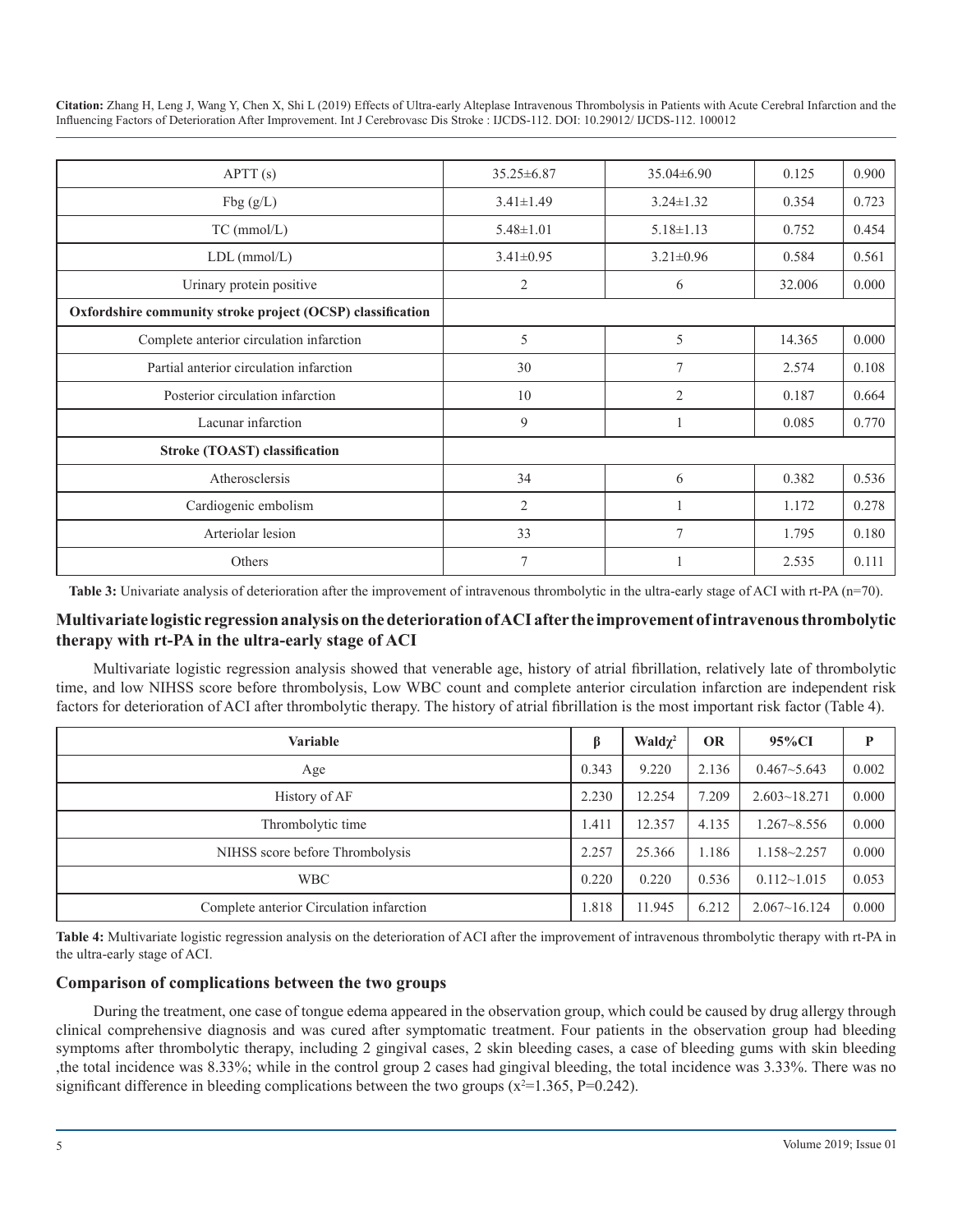| APTT (s) | 35.25±6.87 | 35.04±6.90 | 0.125 | 0.900 |
|---|---|---|---|---|
| Fbg (g/L) | 3.41±1.49 | 3.24±1.32 | 0.354 | 0.723 |
| TC (mmol/L) | 5.48±1.01 | 5.18±1.13 | 0.752 | 0.454 |
| LDL (mmol/L) | 3.41±0.95 | 3.21±0.96 | 0.584 | 0.561 |
| Urinary protein positive | 2 | 6 | 32.006 | 0.000 |
| **Oxfordshire community stroke project (OCSP) classification** | | | | |
| Complete anterior circulation infarction | 5 | 5 | 14.365 | 0.000 |
| Partial anterior circulation infarction | 30 | 7 | 2.574 | 0.108 |
| Posterior circulation infarction | 10 | 2 | 0.187 | 0.664 |
| Lacunar infarction | 9 | 1 | 0.085 | 0.770 |
| **Stroke (TOAST) classification** | | | | |
| Atherosclersis | 34 | 6 | 0.382 | 0.536 |
| Cardiogenic embolism | 2 | 1 | 1.172 | 0.278 |
| Arteriolar lesion | 33 | 7 | 1.795 | 0.180 |
| Others | 7 | 1 | 2.535 | 0.111 |

**Table 3:** Univariate analysis of deterioration after the improvement of intravenous thrombolytic in the ultra-early stage of ACI with rt-PA (n=70).

## Multivariate logistic regression analysis on the deterioration of ACI after the improvement of intravenous thrombolytic therapy with rt-PA in the ultra-early stage of ACI

Multivariate logistic regression analysis showed that venerable age, history of atrial fibrillation, relatively late of thrombolytic time, and low NIHSS score before thrombolysis, Low WBC count and complete anterior circulation infarction are independent risk factors for deterioration of ACI after thrombolytic therapy. The history of atrial fibrillation is the most important risk factor (Table 4).

| Variable | β | Wald$\chi^2$ | OR | 95%CI | P |
|---|---|---|---|---|---|
| Age | 0.343 | 9.220 | 2.136 | 0.467~5.643 | 0.002 |
| History of AF | 2.230 | 12.254 | 7.209 | 2.603~18.271 | 0.000 |
| Thrombolytic time | 1.411 | 12.357 | 4.135 | 1.267~8.556 | 0.000 |
| NIHSS score before Thrombolysis | 2.257 | 25.366 | 1.186 | 1.158~2.257 | 0.000 |
| WBC | 0.220 | 0.220 | 0.536 | 0.112~1.015 | 0.053 |
| Complete anterior Circulation infarction | 1.818 | 11.945 | 6.212 | 2.067~16.124 | 0.000 |

**Table 4:** Multivariate logistic regression analysis on the deterioration of ACI after the improvement of intravenous thrombolytic therapy with rt-PA in the ultra-early stage of ACI.

## Comparison of complications between the two groups

During the treatment, one case of tongue edema appeared in the observation group, which could be caused by drug allergy through clinical comprehensive diagnosis and was cured after symptomatic treatment. Four patients in the observation group had bleeding symptoms after thrombolytic therapy, including 2 gingival cases, 2 skin bleeding cases, a case of bleeding gums with skin bleeding ,the total incidence was 8.33%; while in the control group 2 cases had gingival bleeding, the total incidence was 3.33%. There was no significant difference in bleeding complications between the two groups ($x^2$=1.365, P=0.242).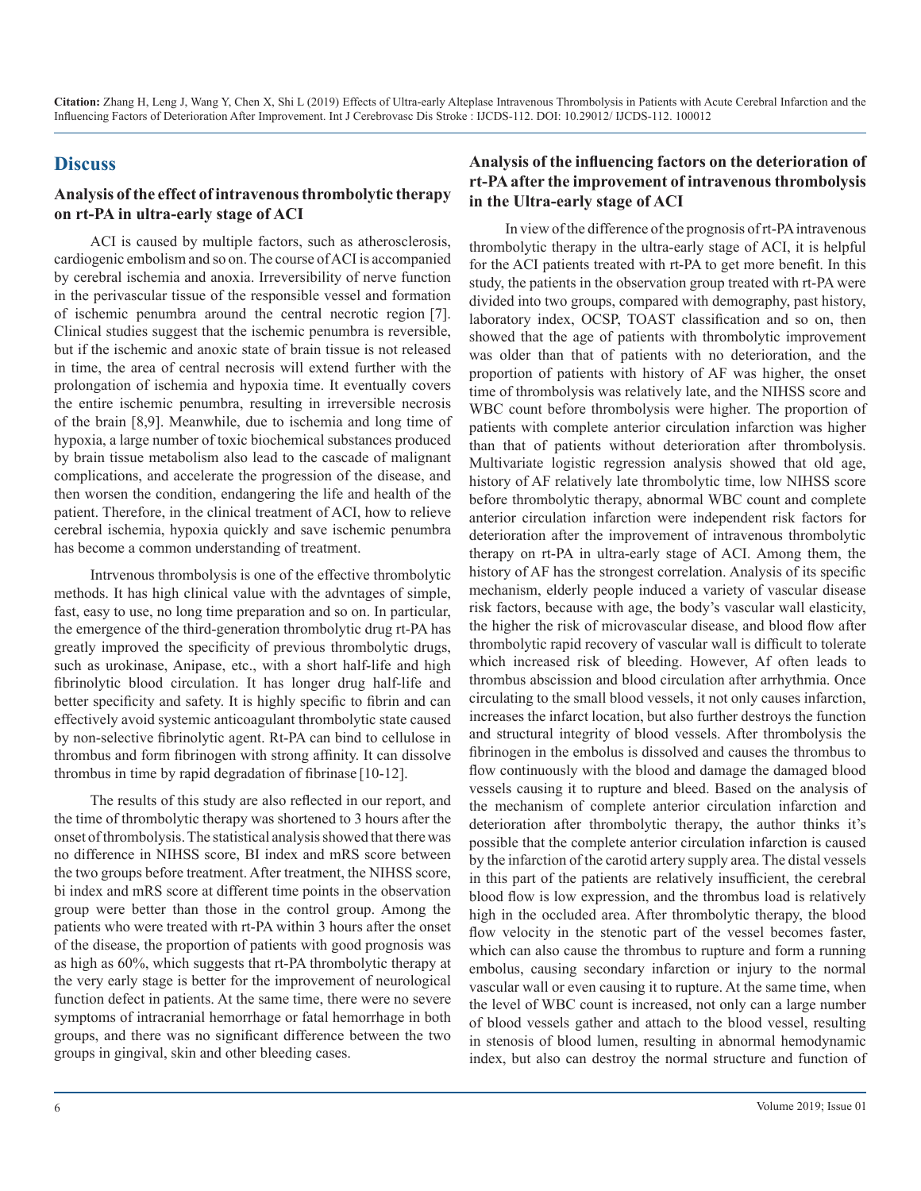## Discuss

### Analysis of the effect of intravenous thrombolytic therapy on rt-PA in ultra-early stage of ACI

ACI is caused by multiple factors, such as atherosclerosis, cardiogenic embolism and so on. The course of ACI is accompanied by cerebral ischemia and anoxia. Irreversibility of nerve function in the perivascular tissue of the responsible vessel and formation of ischemic penumbra around the central necrotic region [7]. Clinical studies suggest that the ischemic penumbra is reversible, but if the ischemic and anoxic state of brain tissue is not released in time, the area of central necrosis will extend further with the prolongation of ischemia and hypoxia time. It eventually covers the entire ischemic penumbra, resulting in irreversible necrosis of the brain [8,9]. Meanwhile, due to ischemia and long time of hypoxia, a large number of toxic biochemical substances produced by brain tissue metabolism also lead to the cascade of malignant complications, and accelerate the progression of the disease, and then worsen the condition, endangering the life and health of the patient. Therefore, in the clinical treatment of ACI, how to relieve cerebral ischemia, hypoxia quickly and save ischemic penumbra has become a common understanding of treatment.

Intrvenous thrombolysis is one of the effective thrombolytic methods. It has high clinical value with the advntages of simple, fast, easy to use, no long time preparation and so on. In particular, the emergence of the third-generation thrombolytic drug rt-PA has greatly improved the specificity of previous thrombolytic drugs, such as urokinase, Anipase, etc., with a short half-life and high fibrinolytic blood circulation. It has longer drug half-life and better specificity and safety. It is highly specific to fibrin and can effectively avoid systemic anticoagulant thrombolytic state caused by non-selective fibrinolytic agent. Rt-PA can bind to cellulose in thrombus and form fibrinogen with strong affinity. It can dissolve thrombus in time by rapid degradation of fibrinase [10-12].

The results of this study are also reflected in our report, and the time of thrombolytic therapy was shortened to 3 hours after the onset of thrombolysis. The statistical analysis showed that there was no difference in NIHSS score, BI index and mRS score between the two groups before treatment. After treatment, the NIHSS score, bi index and mRS score at different time points in the observation group were better than those in the control group. Among the patients who were treated with rt-PA within 3 hours after the onset of the disease, the proportion of patients with good prognosis was as high as 60%, which suggests that rt-PA thrombolytic therapy at the very early stage is better for the improvement of neurological function defect in patients. At the same time, there were no severe symptoms of intracranial hemorrhage or fatal hemorrhage in both groups, and there was no significant difference between the two groups in gingival, skin and other bleeding cases.

### Analysis of the influencing factors on the deterioration of rt-PA after the improvement of intravenous thrombolysis in the Ultra-early stage of ACI

In view of the difference of the prognosis of rt-PA intravenous thrombolytic therapy in the ultra-early stage of ACI, it is helpful for the ACI patients treated with rt-PA to get more benefit. In this study, the patients in the observation group treated with rt-PA were divided into two groups, compared with demography, past history, laboratory index, OCSP, TOAST classification and so on, then showed that the age of patients with thrombolytic improvement was older than that of patients with no deterioration, and the proportion of patients with history of AF was higher, the onset time of thrombolysis was relatively late, and the NIHSS score and WBC count before thrombolysis were higher. The proportion of patients with complete anterior circulation infarction was higher than that of patients without deterioration after thrombolysis. Multivariate logistic regression analysis showed that old age, history of AF relatively late thrombolytic time, low NIHSS score before thrombolytic therapy, abnormal WBC count and complete anterior circulation infarction were independent risk factors for deterioration after the improvement of intravenous thrombolytic therapy on rt-PA in ultra-early stage of ACI. Among them, the history of AF has the strongest correlation. Analysis of its specific mechanism, elderly people induced a variety of vascular disease risk factors, because with age, the body's vascular wall elasticity, the higher the risk of microvascular disease, and blood flow after thrombolytic rapid recovery of vascular wall is difficult to tolerate which increased risk of bleeding. However, Af often leads to thrombus abscission and blood circulation after arrhythmia. Once circulating to the small blood vessels, it not only causes infarction, increases the infarct location, but also further destroys the function and structural integrity of blood vessels. After thrombolysis the fibrinogen in the embolus is dissolved and causes the thrombus to flow continuously with the blood and damage the damaged blood vessels causing it to rupture and bleed. Based on the analysis of the mechanism of complete anterior circulation infarction and deterioration after thrombolytic therapy, the author thinks it's possible that the complete anterior circulation infarction is caused by the infarction of the carotid artery supply area. The distal vessels in this part of the patients are relatively insufficient, the cerebral blood flow is low expression, and the thrombus load is relatively high in the occluded area. After thrombolytic therapy, the blood flow velocity in the stenotic part of the vessel becomes faster, which can also cause the thrombus to rupture and form a running embolus, causing secondary infarction or injury to the normal vascular wall or even causing it to rupture. At the same time, when the level of WBC count is increased, not only can a large number of blood vessels gather and attach to the blood vessel, resulting in stenosis of blood lumen, resulting in abnormal hemodynamic index, but also can destroy the normal structure and function of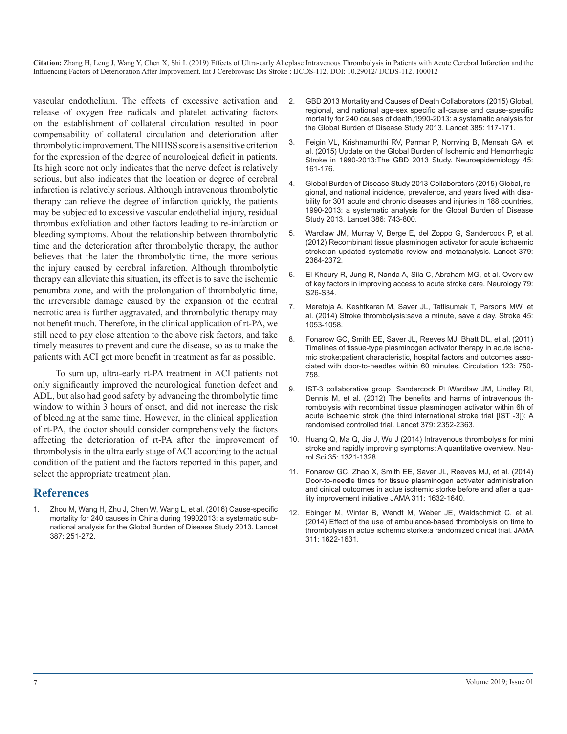vascular endothelium. The effects of excessive activation and release of oxygen free radicals and platelet activating factors on the establishment of collateral circulation resulted in poor compensability of collateral circulation and deterioration after thrombolytic improvement. The NIHSS score is a sensitive criterion for the expression of the degree of neurological deficit in patients. Its high score not only indicates that the nerve defect is relatively serious, but also indicates that the location or degree of cerebral infarction is relatively serious. Although intravenous thrombolytic therapy can relieve the degree of infarction quickly, the patients may be subjected to excessive vascular endothelial injury, residual thrombus exfoliation and other factors leading to re-infarction or bleeding symptoms. About the relationship between thrombolytic time and the deterioration after thrombolytic therapy, the author believes that the later the thrombolytic time, the more serious the injury caused by cerebral infarction. Although thrombolytic therapy can alleviate this situation, its effect is to save the ischemic penumbra zone, and with the prolongation of thrombolytic time, the irreversible damage caused by the expansion of the central necrotic area is further aggravated, and thrombolytic therapy may not benefit much. Therefore, in the clinical application of rt-PA, we still need to pay close attention to the above risk factors, and take timely measures to prevent and cure the disease, so as to make the patients with ACI get more benefit in treatment as far as possible.

To sum up, ultra-early rt-PA treatment in ACI patients not only significantly improved the neurological function defect and ADL, but also had good safety by advancing the thrombolytic time window to within 3 hours of onset, and did not increase the risk of bleeding at the same time. However, in the clinical application of rt-PA, the doctor should consider comprehensively the factors affecting the deterioration of rt-PA after the improvement of thrombolysis in the ultra early stage of ACI according to the actual condition of the patient and the factors reported in this paper, and select the appropriate treatment plan.

## References

1. Zhou M, Wang H, Zhu J, Chen W, Wang L, et al. (2016) Cause-specific mortality for 240 causes in China during 19902013: a systematic subnational analysis for the Global Burden of Disease Study 2013. Lancet 387: 251-272.
2. GBD 2013 Mortality and Causes of Death Collaborators (2015) Global, regional, and national age-sex specific all-cause and cause-specific mortality for 240 causes of death,1990-2013: a systematic analysis for the Global Burden of Disease Study 2013. Lancet 385: 117-171.
3. Feigin VL, Krishnamurthi RV, Parmar P, Norrving B, Mensah GA, et al. (2015) Update on the Global Burden of Ischemic and Hemorrhagic Stroke in 1990-2013:The GBD 2013 Study. Neuroepidemiology 45: 161-176.
4. Global Burden of Disease Study 2013 Collaborators (2015) Global, regional, and national incidence, prevalence, and years lived with disability for 301 acute and chronic diseases and injuries in 188 countries, 1990-2013: a systematic analysis for the Global Burden of Disease Study 2013. Lancet 386: 743-800.
5. Wardlaw JM, Murray V, Berge E, del Zoppo G, Sandercock P, et al. (2012) Recombinant tissue plasminogen activator for acute ischaemic stroke:an updated systematic review and metaanalysis. Lancet 379: 2364-2372.
6. El Khoury R, Jung R, Nanda A, Sila C, Abraham MG, et al. Overview of key factors in improving access to acute stroke care. Neurology 79: S26-S34.
7. Meretoja A, Keshtkaran M, Saver JL, Tatlisumak T, Parsons MW, et al. (2014) Stroke thrombolysis:save a minute, save a day. Stroke 45: 1053-1058.
8. Fonarow GC, Smith EE, Saver JL, Reeves MJ, Bhatt DL, et al. (2011) Timelines of tissue-type plasminogen activator therapy in acute ischemic stroke:patient characteristic, hospital factors and outcomes associated with door-to-needles within 60 minutes. Circulation 123: 750-758.
9. IST-3 collaborative group Sandercock P Wardlaw JM, Lindley RI, Dennis M, et al. (2012) The benefits and harms of intravenous thrombolysis with recombinat tissue plasminogen activator within 6h of acute ischaemic strok (the third international stroke trial [IST -3]): A randomised controlled trial. Lancet 379: 2352-2363.
10. Huang Q, Ma Q, Jia J, Wu J (2014) Intravenous thrombolysis for mini stroke and rapidly improving symptoms: A quantitative overview. Neurol Sci 35: 1321-1328.
11. Fonarow GC, Zhao X, Smith EE, Saver JL, Reeves MJ, et al. (2014) Door-to-needle times for tissue plasminogen activator administration and cinical outcomes in actue ischemic storke before and after a quality improvement initiative JAMA 311: 1632-1640.
12. Ebinger M, Winter B, Wendt M, Weber JE, Waldschmidt C, et al. (2014) Effect of the use of ambulance-based thrombolysis on time to thrombolysis in actue ischemic storke:a randomized cinical trial. JAMA 311: 1622-1631.